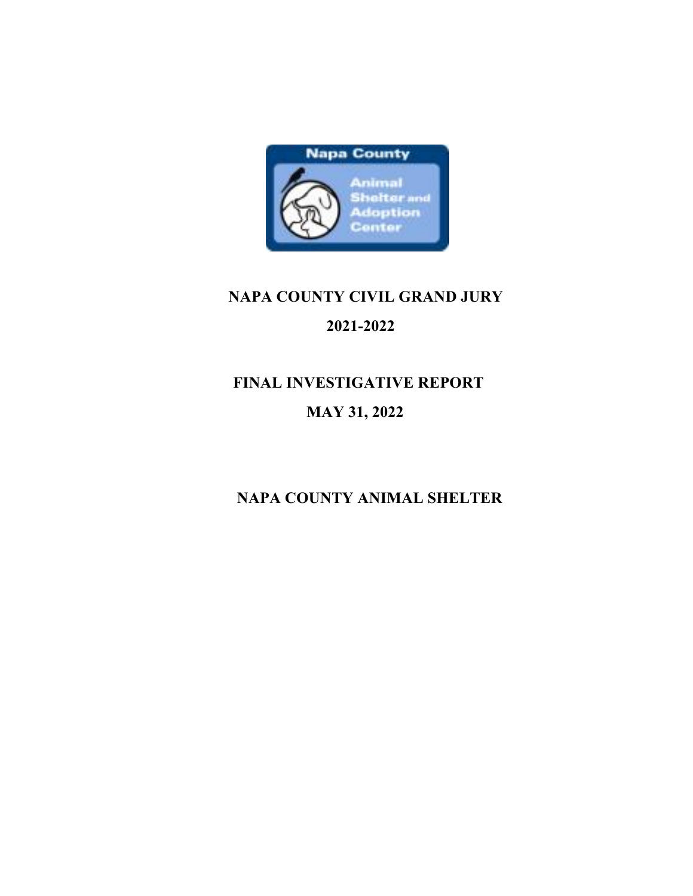NAPA COUNTY CIVIL GRAND JURY

2021-2022

FINAL INVESTIGATIVE REPORT

MAY 31, 2022

# NAPA COUNTY ANIMAL SHELTER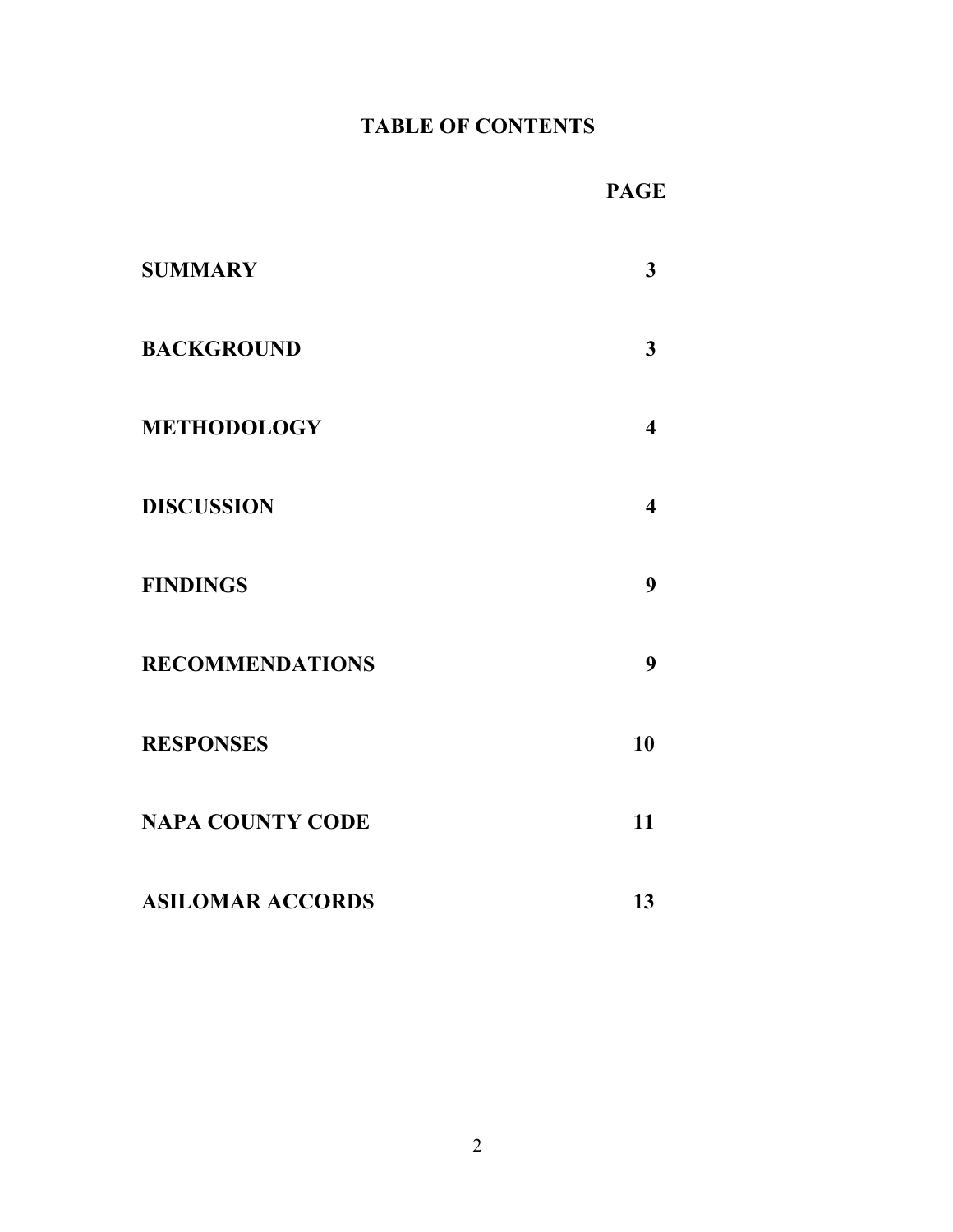# TABLE OF CONTENTS

| | PAGE |
|---|---|
| **SUMMARY** | **3** |
| **BACKGROUND** | **3** |
| **METHODOLOGY** | **4** |
| **DISCUSSION** | **4** |
| **FINDINGS** | **9** |
| **RECOMMENDATIONS** | **9** |
| **RESPONSES** | **10** |
| **NAPA COUNTY CODE** | **11** |
| **ASILOMAR ACCORDS** | **13** |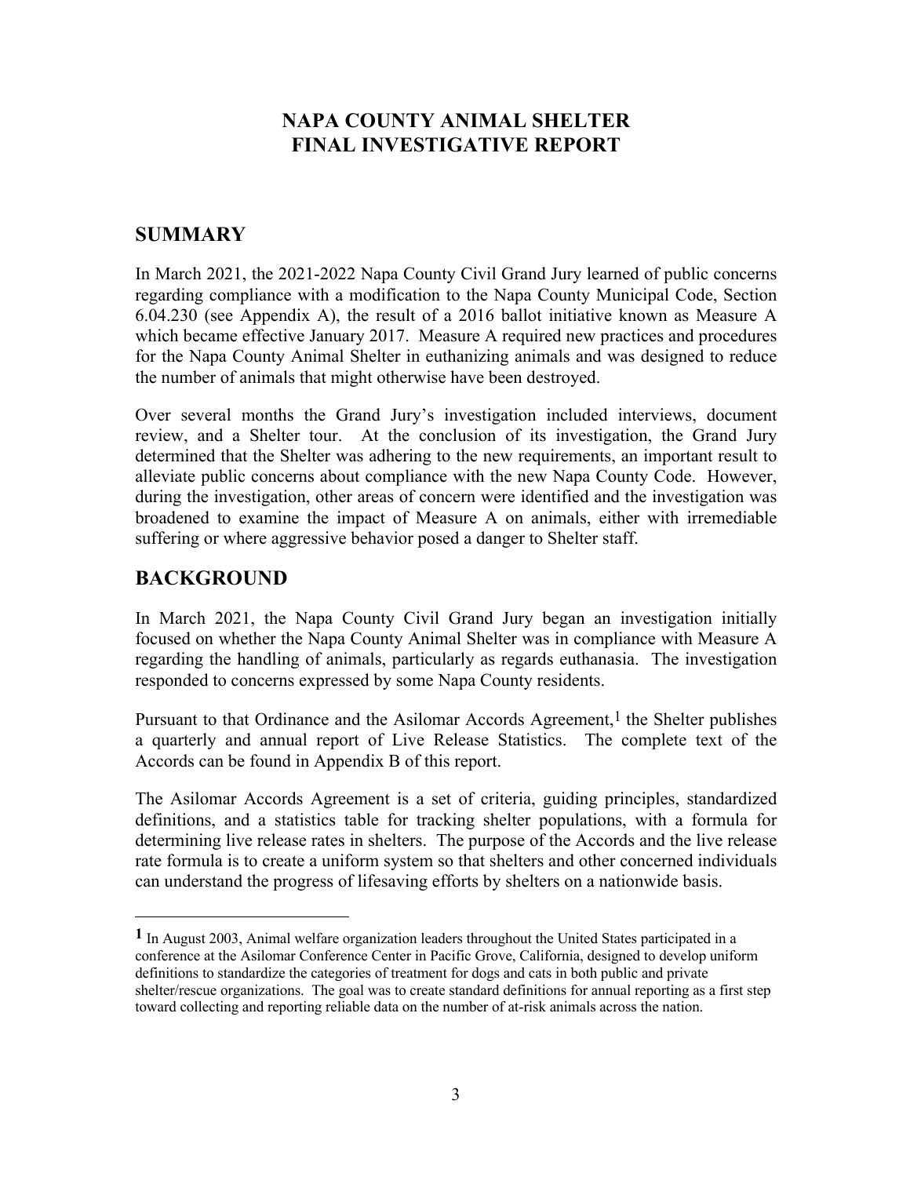# NAPA COUNTY ANIMAL SHELTER FINAL INVESTIGATIVE REPORT

## SUMMARY

In March 2021, the 2021-2022 Napa County Civil Grand Jury learned of public concerns regarding compliance with a modification to the Napa County Municipal Code, Section 6.04.230 (see Appendix A), the result of a 2016 ballot initiative known as Measure A which became effective January 2017. Measure A required new practices and procedures for the Napa County Animal Shelter in euthanizing animals and was designed to reduce the number of animals that might otherwise have been destroyed.

Over several months the Grand Jury's investigation included interviews, document review, and a Shelter tour. At the conclusion of its investigation, the Grand Jury determined that the Shelter was adhering to the new requirements, an important result to alleviate public concerns about compliance with the new Napa County Code. However, during the investigation, other areas of concern were identified and the investigation was broadened to examine the impact of Measure A on animals, either with irremediable suffering or where aggressive behavior posed a danger to Shelter staff.

## BACKGROUND

In March 2021, the Napa County Civil Grand Jury began an investigation initially focused on whether the Napa County Animal Shelter was in compliance with Measure A regarding the handling of animals, particularly as regards euthanasia. The investigation responded to concerns expressed by some Napa County residents.

Pursuant to that Ordinance and the Asilomar Accords Agreement,[1] the Shelter publishes a quarterly and annual report of Live Release Statistics. The complete text of the Accords can be found in Appendix B of this report.

The Asilomar Accords Agreement is a set of criteria, guiding principles, standardized definitions, and a statistics table for tracking shelter populations, with a formula for determining live release rates in shelters. The purpose of the Accords and the live release rate formula is to create a uniform system so that shelters and other concerned individuals can understand the progress of lifesaving efforts by shelters on a nationwide basis.

---

[1] In August 2003, Animal welfare organization leaders throughout the United States participated in a conference at the Asilomar Conference Center in Pacific Grove, California, designed to develop uniform definitions to standardize the categories of treatment for dogs and cats in both public and private shelter/rescue organizations. The goal was to create standard definitions for annual reporting as a first step toward collecting and reporting reliable data on the number of at-risk animals across the nation.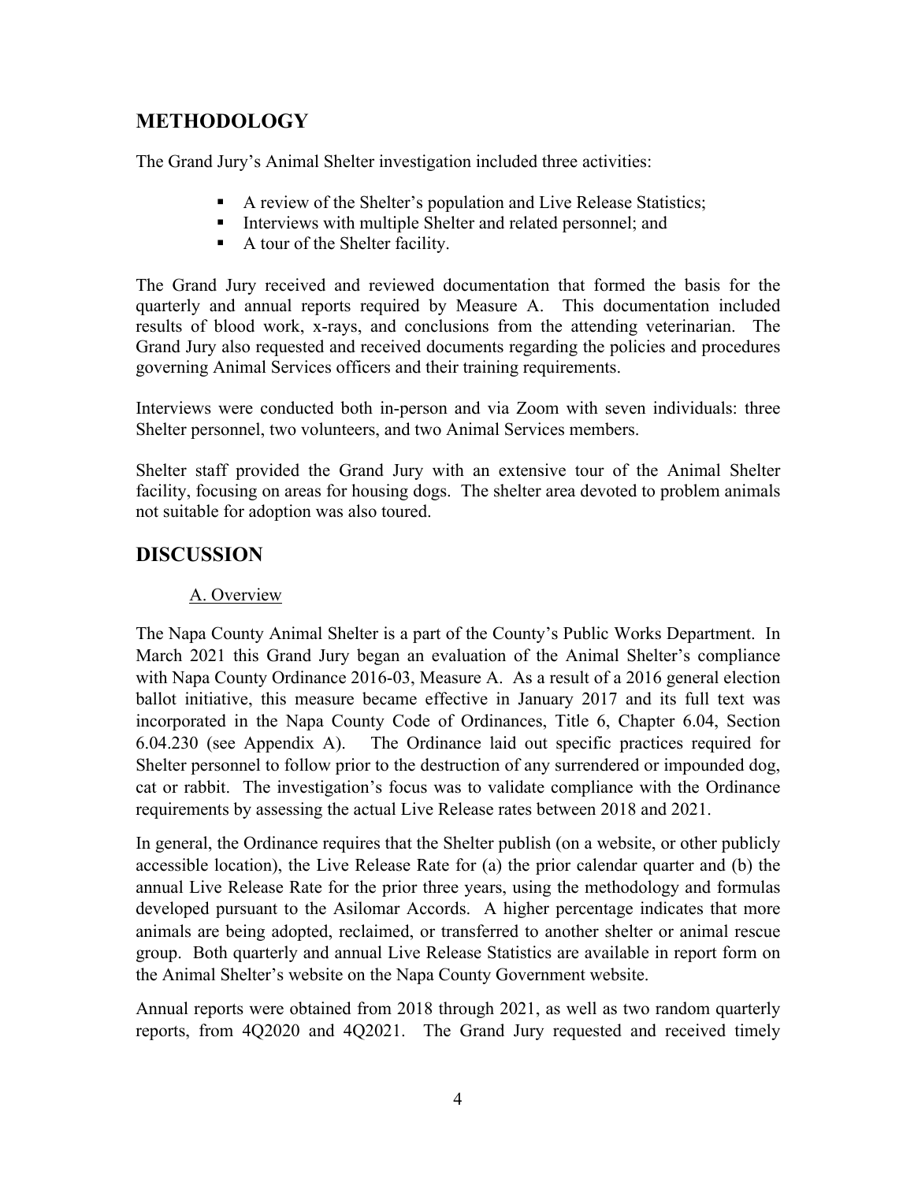## METHODOLOGY

The Grand Jury's Animal Shelter investigation included three activities:

- A review of the Shelter's population and Live Release Statistics;
- Interviews with multiple Shelter and related personnel; and
- A tour of the Shelter facility.

The Grand Jury received and reviewed documentation that formed the basis for the quarterly and annual reports required by Measure A. This documentation included results of blood work, x-rays, and conclusions from the attending veterinarian. The Grand Jury also requested and received documents regarding the policies and procedures governing Animal Services officers and their training requirements.

Interviews were conducted both in-person and via Zoom with seven individuals: three Shelter personnel, two volunteers, and two Animal Services members.

Shelter staff provided the Grand Jury with an extensive tour of the Animal Shelter facility, focusing on areas for housing dogs. The shelter area devoted to problem animals not suitable for adoption was also toured.

## DISCUSSION

### A. Overview

The Napa County Animal Shelter is a part of the County's Public Works Department. In March 2021 this Grand Jury began an evaluation of the Animal Shelter's compliance with Napa County Ordinance 2016-03, Measure A. As a result of a 2016 general election ballot initiative, this measure became effective in January 2017 and its full text was incorporated in the Napa County Code of Ordinances, Title 6, Chapter 6.04, Section 6.04.230 (see Appendix A). The Ordinance laid out specific practices required for Shelter personnel to follow prior to the destruction of any surrendered or impounded dog, cat or rabbit. The investigation's focus was to validate compliance with the Ordinance requirements by assessing the actual Live Release rates between 2018 and 2021.

In general, the Ordinance requires that the Shelter publish (on a website, or other publicly accessible location), the Live Release Rate for (a) the prior calendar quarter and (b) the annual Live Release Rate for the prior three years, using the methodology and formulas developed pursuant to the Asilomar Accords. A higher percentage indicates that more animals are being adopted, reclaimed, or transferred to another shelter or animal rescue group. Both quarterly and annual Live Release Statistics are available in report form on the Animal Shelter's website on the Napa County Government website.

Annual reports were obtained from 2018 through 2021, as well as two random quarterly reports, from 4Q2020 and 4Q2021. The Grand Jury requested and received timely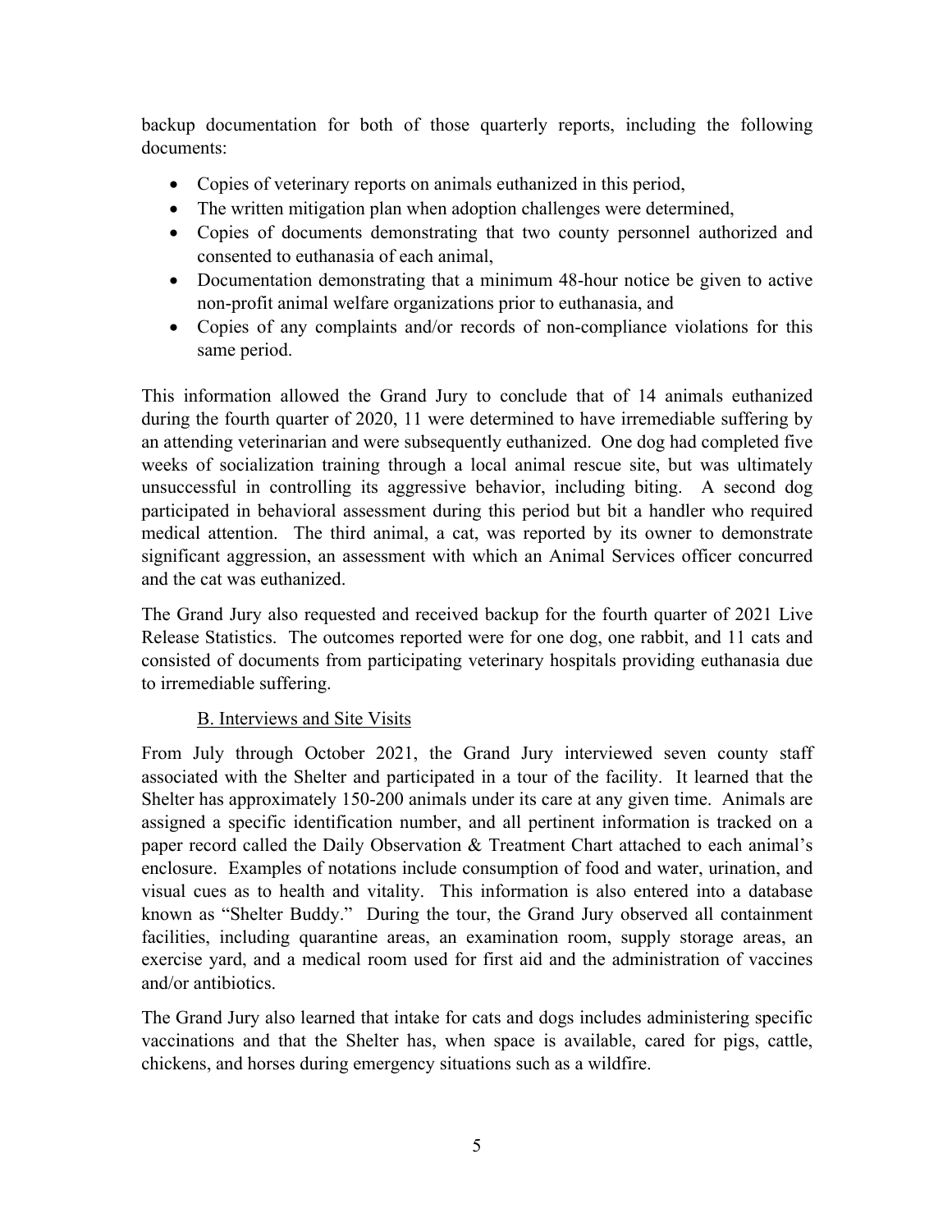backup documentation for both of those quarterly reports, including the following documents:

- Copies of veterinary reports on animals euthanized in this period,
- The written mitigation plan when adoption challenges were determined,
- Copies of documents demonstrating that two county personnel authorized and consented to euthanasia of each animal,
- Documentation demonstrating that a minimum 48-hour notice be given to active non-profit animal welfare organizations prior to euthanasia, and
- Copies of any complaints and/or records of non-compliance violations for this same period.

This information allowed the Grand Jury to conclude that of 14 animals euthanized during the fourth quarter of 2020, 11 were determined to have irremediable suffering by an attending veterinarian and were subsequently euthanized. One dog had completed five weeks of socialization training through a local animal rescue site, but was ultimately unsuccessful in controlling its aggressive behavior, including biting. A second dog participated in behavioral assessment during this period but bit a handler who required medical attention. The third animal, a cat, was reported by its owner to demonstrate significant aggression, an assessment with which an Animal Services officer concurred and the cat was euthanized.

The Grand Jury also requested and received backup for the fourth quarter of 2021 Live Release Statistics. The outcomes reported were for one dog, one rabbit, and 11 cats and consisted of documents from participating veterinary hospitals providing euthanasia due to irremediable suffering.

B. Interviews and Site Visits

From July through October 2021, the Grand Jury interviewed seven county staff associated with the Shelter and participated in a tour of the facility. It learned that the Shelter has approximately 150-200 animals under its care at any given time. Animals are assigned a specific identification number, and all pertinent information is tracked on a paper record called the Daily Observation & Treatment Chart attached to each animal's enclosure. Examples of notations include consumption of food and water, urination, and visual cues as to health and vitality. This information is also entered into a database known as "Shelter Buddy." During the tour, the Grand Jury observed all containment facilities, including quarantine areas, an examination room, supply storage areas, an exercise yard, and a medical room used for first aid and the administration of vaccines and/or antibiotics.

The Grand Jury also learned that intake for cats and dogs includes administering specific vaccinations and that the Shelter has, when space is available, cared for pigs, cattle, chickens, and horses during emergency situations such as a wildfire.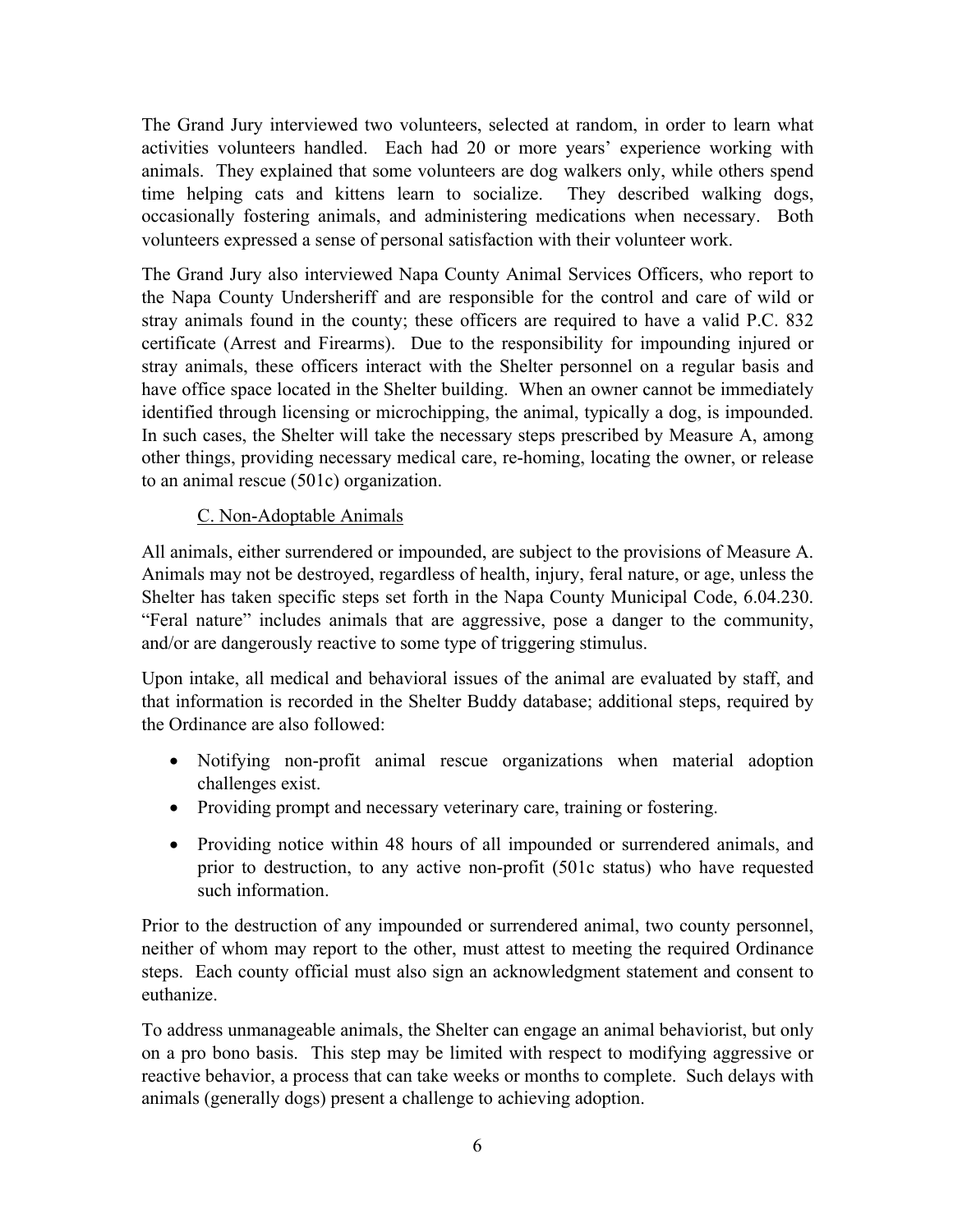The Grand Jury interviewed two volunteers, selected at random, in order to learn what activities volunteers handled. Each had 20 or more years' experience working with animals. They explained that some volunteers are dog walkers only, while others spend time helping cats and kittens learn to socialize. They described walking dogs, occasionally fostering animals, and administering medications when necessary. Both volunteers expressed a sense of personal satisfaction with their volunteer work.

The Grand Jury also interviewed Napa County Animal Services Officers, who report to the Napa County Undersheriff and are responsible for the control and care of wild or stray animals found in the county; these officers are required to have a valid P.C. 832 certificate (Arrest and Firearms). Due to the responsibility for impounding injured or stray animals, these officers interact with the Shelter personnel on a regular basis and have office space located in the Shelter building. When an owner cannot be immediately identified through licensing or microchipping, the animal, typically a dog, is impounded. In such cases, the Shelter will take the necessary steps prescribed by Measure A, among other things, providing necessary medical care, re-homing, locating the owner, or release to an animal rescue (501c) organization.

### C. Non-Adoptable Animals

All animals, either surrendered or impounded, are subject to the provisions of Measure A. Animals may not be destroyed, regardless of health, injury, feral nature, or age, unless the Shelter has taken specific steps set forth in the Napa County Municipal Code, 6.04.230. "Feral nature" includes animals that are aggressive, pose a danger to the community, and/or are dangerously reactive to some type of triggering stimulus.

Upon intake, all medical and behavioral issues of the animal are evaluated by staff, and that information is recorded in the Shelter Buddy database; additional steps, required by the Ordinance are also followed:

- Notifying non-profit animal rescue organizations when material adoption challenges exist.
- Providing prompt and necessary veterinary care, training or fostering.
- Providing notice within 48 hours of all impounded or surrendered animals, and prior to destruction, to any active non-profit (501c status) who have requested such information.

Prior to the destruction of any impounded or surrendered animal, two county personnel, neither of whom may report to the other, must attest to meeting the required Ordinance steps. Each county official must also sign an acknowledgment statement and consent to euthanize.

To address unmanageable animals, the Shelter can engage an animal behaviorist, but only on a pro bono basis. This step may be limited with respect to modifying aggressive or reactive behavior, a process that can take weeks or months to complete. Such delays with animals (generally dogs) present a challenge to achieving adoption.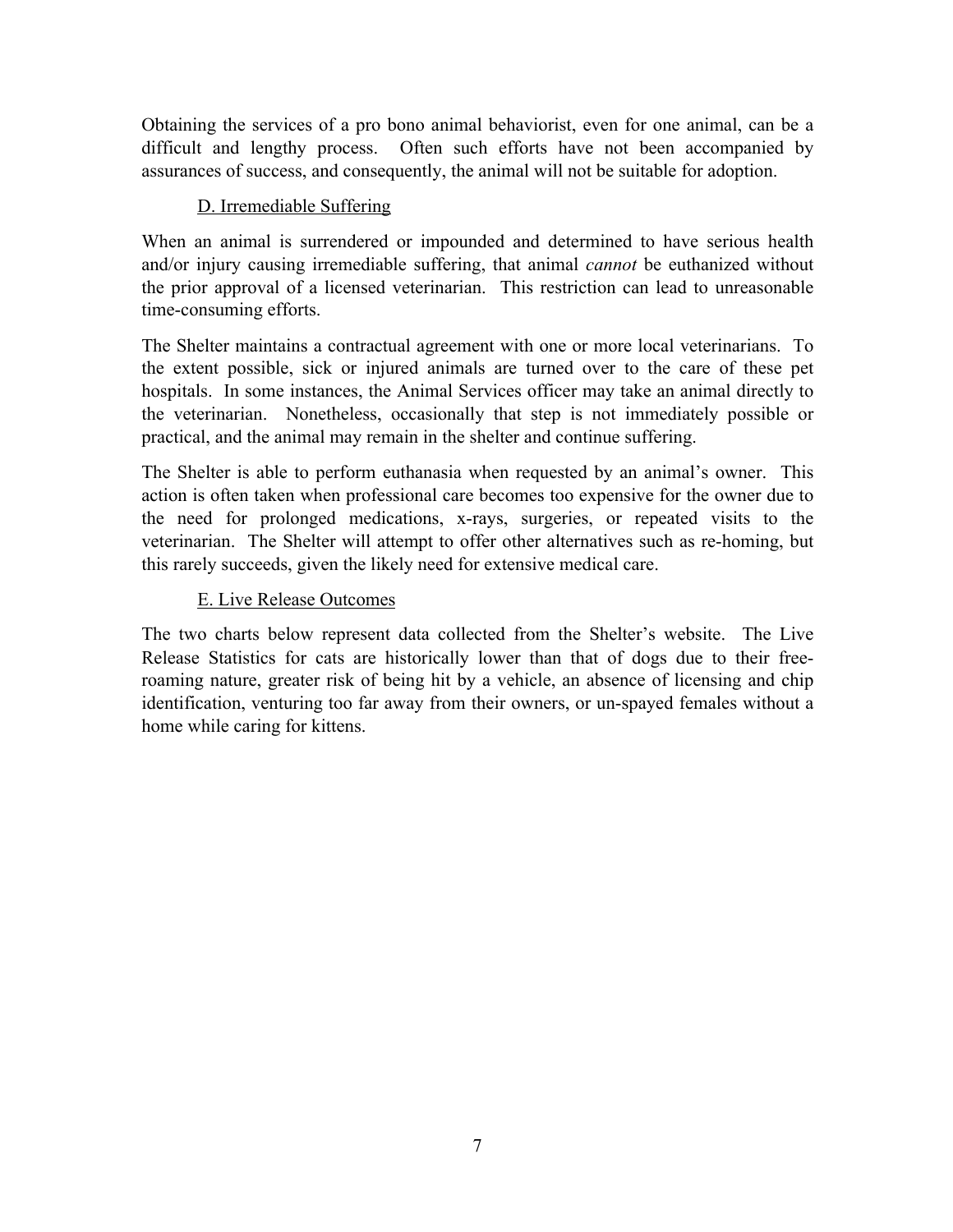Obtaining the services of a pro bono animal behaviorist, even for one animal, can be a difficult and lengthy process. Often such efforts have not been accompanied by assurances of success, and consequently, the animal will not be suitable for adoption.

### D. Irremediable Suffering

When an animal is surrendered or impounded and determined to have serious health and/or injury causing irremediable suffering, that animal *cannot* be euthanized without the prior approval of a licensed veterinarian. This restriction can lead to unreasonable time-consuming efforts.

The Shelter maintains a contractual agreement with one or more local veterinarians. To the extent possible, sick or injured animals are turned over to the care of these pet hospitals. In some instances, the Animal Services officer may take an animal directly to the veterinarian. Nonetheless, occasionally that step is not immediately possible or practical, and the animal may remain in the shelter and continue suffering.

The Shelter is able to perform euthanasia when requested by an animal's owner. This action is often taken when professional care becomes too expensive for the owner due to the need for prolonged medications, x-rays, surgeries, or repeated visits to the veterinarian. The Shelter will attempt to offer other alternatives such as re-homing, but this rarely succeeds, given the likely need for extensive medical care.

### E. Live Release Outcomes

The two charts below represent data collected from the Shelter's website. The Live Release Statistics for cats are historically lower than that of dogs due to their free-roaming nature, greater risk of being hit by a vehicle, an absence of licensing and chip identification, venturing too far away from their owners, or un-spayed females without a home while caring for kittens.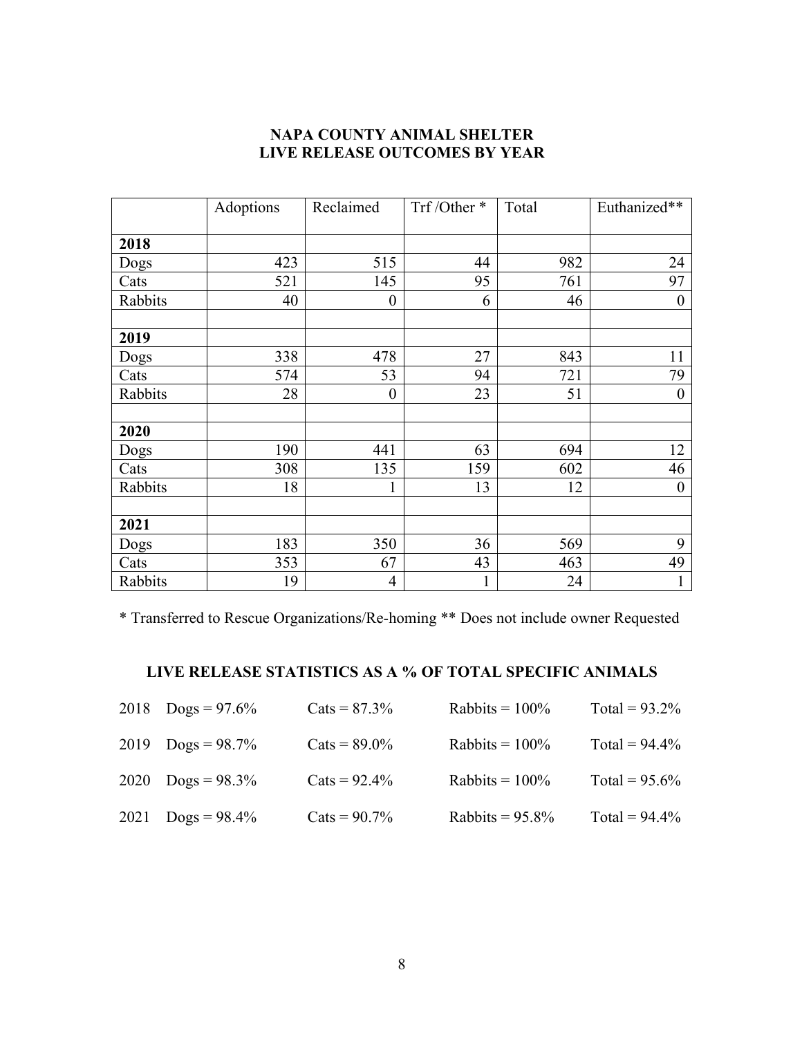## NAPA COUNTY ANIMAL SHELTER
## LIVE RELEASE OUTCOMES BY YEAR

| | Adoptions | Reclaimed | Trf /Other * | Total | Euthanized** |
|---|---|---|---|---|---|
| **2018** | | | | | |
| Dogs | 423 | 515 | 44 | 982 | 24 |
| Cats | 521 | 145 | 95 | 761 | 97 |
| Rabbits | 40 | 0 | 6 | 46 | 0 |
| | | | | | |
| **2019** | | | | | |
| Dogs | 338 | 478 | 27 | 843 | 11 |
| Cats | 574 | 53 | 94 | 721 | 79 |
| Rabbits | 28 | 0 | 23 | 51 | 0 |
| | | | | | |
| **2020** | | | | | |
| Dogs | 190 | 441 | 63 | 694 | 12 |
| Cats | 308 | 135 | 159 | 602 | 46 |
| Rabbits | 18 | 1 | 13 | 12 | 0 |
| | | | | | |
| **2021** | | | | | |
| Dogs | 183 | 350 | 36 | 569 | 9 |
| Cats | 353 | 67 | 43 | 463 | 49 |
| Rabbits | 19 | 4 | 1 | 24 | 1 |

* Transferred to Rescue Organizations/Re-homing ** Does not include owner Requested

## LIVE RELEASE STATISTICS AS A % OF TOTAL SPECIFIC ANIMALS

| | | | | |
|---|---|---|---|---|
| 2018 | Dogs = 97.6% | Cats = 87.3% | Rabbits = 100% | Total = 93.2% |
| 2019 | Dogs = 98.7% | Cats = 89.0% | Rabbits = 100% | Total = 94.4% |
| 2020 | Dogs = 98.3% | Cats = 92.4% | Rabbits = 100% | Total = 95.6% |
| 2021 | Dogs = 98.4% | Cats = 90.7% | Rabbits = 95.8% | Total = 94.4% |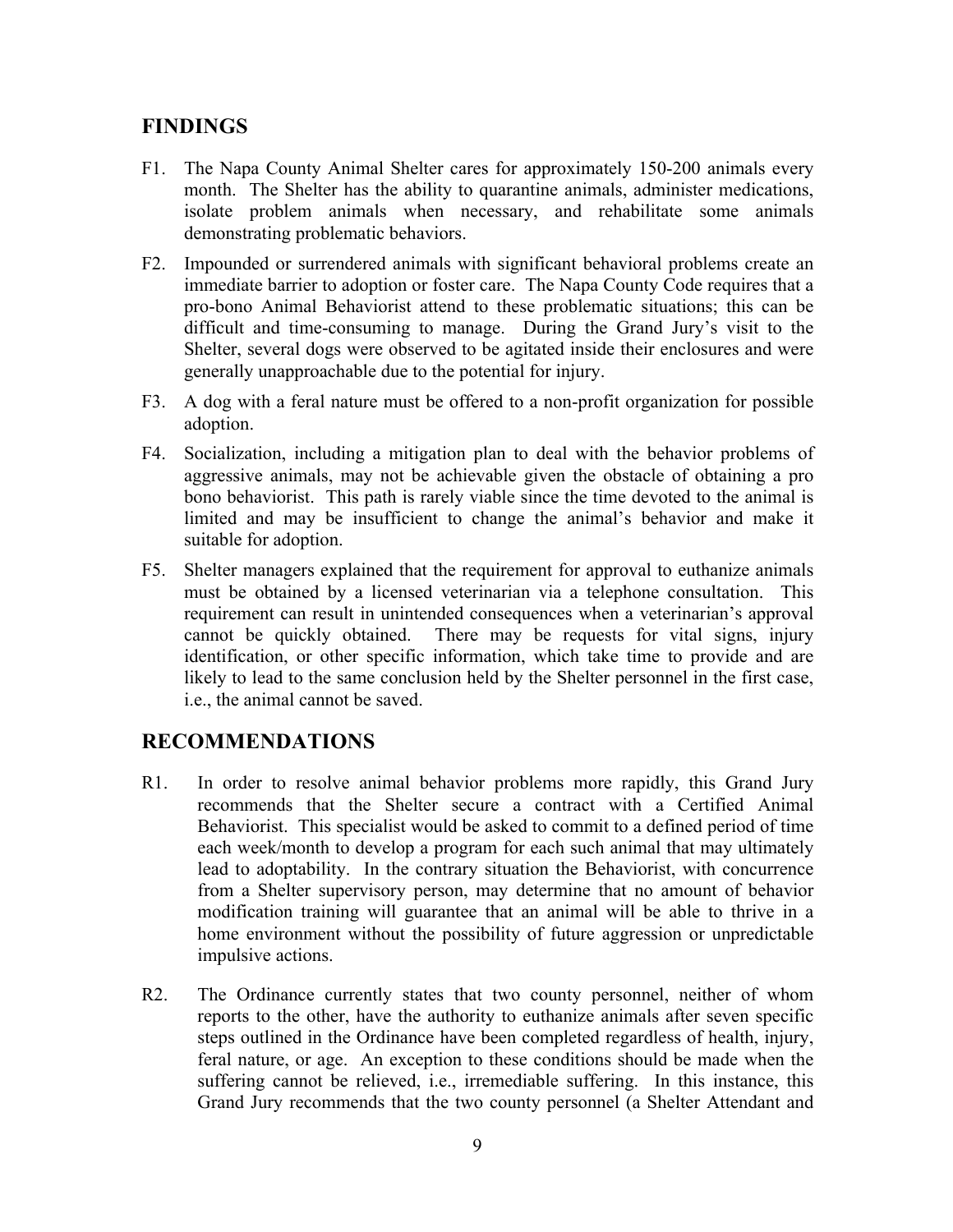## FINDINGS

F1. The Napa County Animal Shelter cares for approximately 150-200 animals every month. The Shelter has the ability to quarantine animals, administer medications, isolate problem animals when necessary, and rehabilitate some animals demonstrating problematic behaviors.

F2. Impounded or surrendered animals with significant behavioral problems create an immediate barrier to adoption or foster care. The Napa County Code requires that a pro-bono Animal Behaviorist attend to these problematic situations; this can be difficult and time-consuming to manage. During the Grand Jury's visit to the Shelter, several dogs were observed to be agitated inside their enclosures and were generally unapproachable due to the potential for injury.

F3. A dog with a feral nature must be offered to a non-profit organization for possible adoption.

F4. Socialization, including a mitigation plan to deal with the behavior problems of aggressive animals, may not be achievable given the obstacle of obtaining a pro bono behaviorist. This path is rarely viable since the time devoted to the animal is limited and may be insufficient to change the animal's behavior and make it suitable for adoption.

F5. Shelter managers explained that the requirement for approval to euthanize animals must be obtained by a licensed veterinarian via a telephone consultation. This requirement can result in unintended consequences when a veterinarian's approval cannot be quickly obtained. There may be requests for vital signs, injury identification, or other specific information, which take time to provide and are likely to lead to the same conclusion held by the Shelter personnel in the first case, i.e., the animal cannot be saved.

## RECOMMENDATIONS

R1. In order to resolve animal behavior problems more rapidly, this Grand Jury recommends that the Shelter secure a contract with a Certified Animal Behaviorist. This specialist would be asked to commit to a defined period of time each week/month to develop a program for each such animal that may ultimately lead to adoptability. In the contrary situation the Behaviorist, with concurrence from a Shelter supervisory person, may determine that no amount of behavior modification training will guarantee that an animal will be able to thrive in a home environment without the possibility of future aggression or unpredictable impulsive actions.

R2. The Ordinance currently states that two county personnel, neither of whom reports to the other, have the authority to euthanize animals after seven specific steps outlined in the Ordinance have been completed regardless of health, injury, feral nature, or age. An exception to these conditions should be made when the suffering cannot be relieved, i.e., irremediable suffering. In this instance, this Grand Jury recommends that the two county personnel (a Shelter Attendant and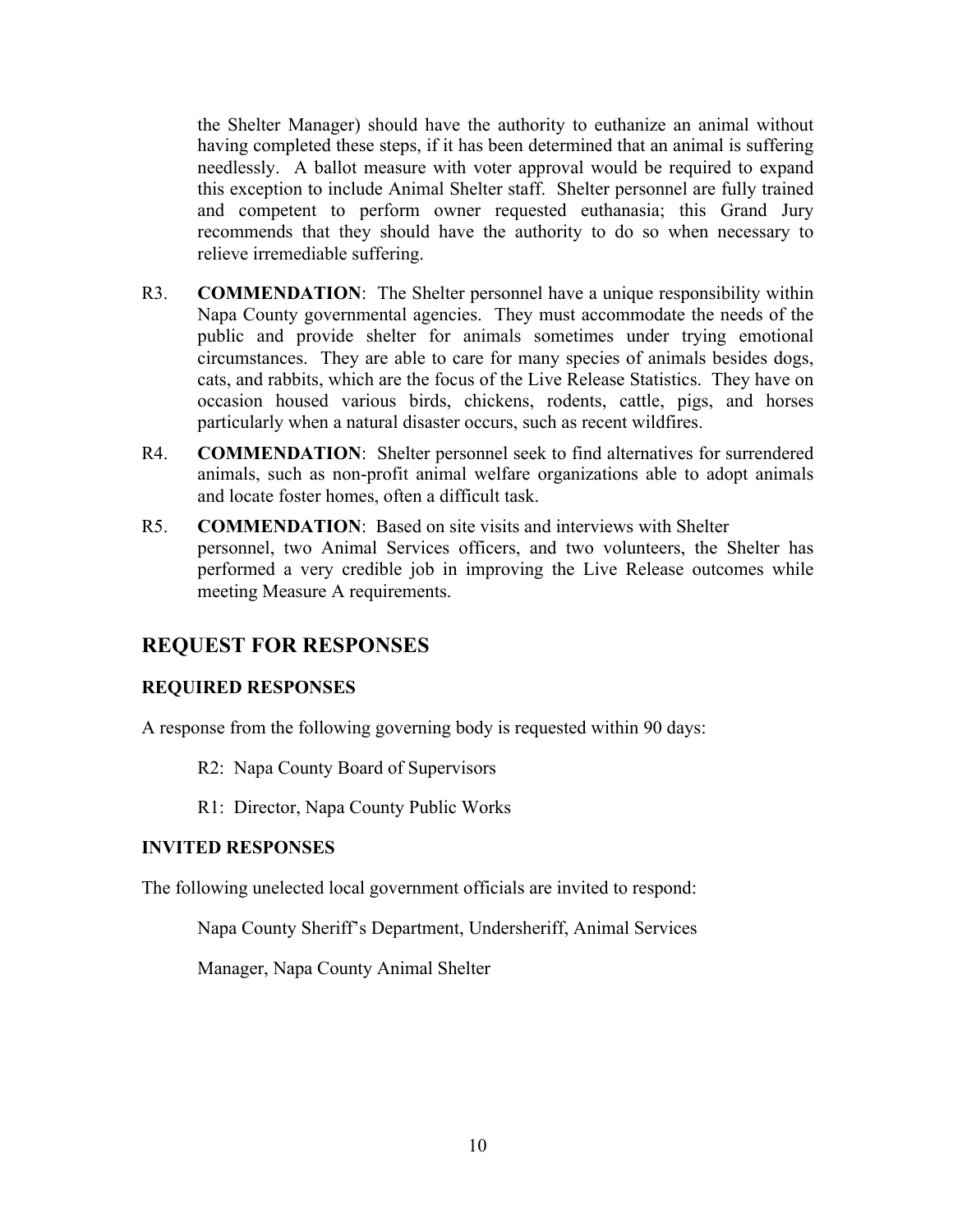the Shelter Manager) should have the authority to euthanize an animal without having completed these steps, if it has been determined that an animal is suffering needlessly. A ballot measure with voter approval would be required to expand this exception to include Animal Shelter staff. Shelter personnel are fully trained and competent to perform owner requested euthanasia; this Grand Jury recommends that they should have the authority to do so when necessary to relieve irremediable suffering.

R3. **COMMENDATION**: The Shelter personnel have a unique responsibility within Napa County governmental agencies. They must accommodate the needs of the public and provide shelter for animals sometimes under trying emotional circumstances. They are able to care for many species of animals besides dogs, cats, and rabbits, which are the focus of the Live Release Statistics. They have on occasion housed various birds, chickens, rodents, cattle, pigs, and horses particularly when a natural disaster occurs, such as recent wildfires.

R4. **COMMENDATION**: Shelter personnel seek to find alternatives for surrendered animals, such as non-profit animal welfare organizations able to adopt animals and locate foster homes, often a difficult task.

R5. **COMMENDATION**: Based on site visits and interviews with Shelter personnel, two Animal Services officers, and two volunteers, the Shelter has performed a very credible job in improving the Live Release outcomes while meeting Measure A requirements.

## REQUEST FOR RESPONSES

### REQUIRED RESPONSES

A response from the following governing body is requested within 90 days:

R2: Napa County Board of Supervisors

R1: Director, Napa County Public Works

### INVITED RESPONSES

The following unelected local government officials are invited to respond:

Napa County Sheriff's Department, Undersheriff, Animal Services

Manager, Napa County Animal Shelter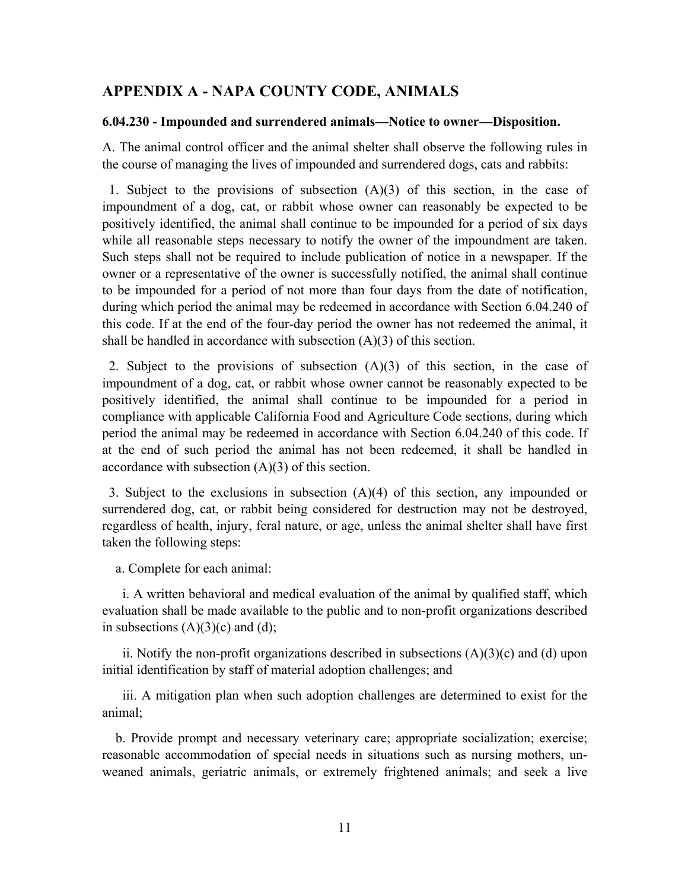## APPENDIX A - NAPA COUNTY CODE, ANIMALS

### 6.04.230 - Impounded and surrendered animals—Notice to owner—Disposition.

A. The animal control officer and the animal shelter shall observe the following rules in the course of managing the lives of impounded and surrendered dogs, cats and rabbits:

1. Subject to the provisions of subsection (A)(3) of this section, in the case of impoundment of a dog, cat, or rabbit whose owner can reasonably be expected to be positively identified, the animal shall continue to be impounded for a period of six days while all reasonable steps necessary to notify the owner of the impoundment are taken. Such steps shall not be required to include publication of notice in a newspaper. If the owner or a representative of the owner is successfully notified, the animal shall continue to be impounded for a period of not more than four days from the date of notification, during which period the animal may be redeemed in accordance with Section 6.04.240 of this code. If at the end of the four-day period the owner has not redeemed the animal, it shall be handled in accordance with subsection (A)(3) of this section.

2. Subject to the provisions of subsection (A)(3) of this section, in the case of impoundment of a dog, cat, or rabbit whose owner cannot be reasonably expected to be positively identified, the animal shall continue to be impounded for a period in compliance with applicable California Food and Agriculture Code sections, during which period the animal may be redeemed in accordance with Section 6.04.240 of this code. If at the end of such period the animal has not been redeemed, it shall be handled in accordance with subsection (A)(3) of this section.

3. Subject to the exclusions in subsection (A)(4) of this section, any impounded or surrendered dog, cat, or rabbit being considered for destruction may not be destroyed, regardless of health, injury, feral nature, or age, unless the animal shelter shall have first taken the following steps:

a. Complete for each animal:

i. A written behavioral and medical evaluation of the animal by qualified staff, which evaluation shall be made available to the public and to non-profit organizations described in subsections (A)(3)(c) and (d);

ii. Notify the non-profit organizations described in subsections (A)(3)(c) and (d) upon initial identification by staff of material adoption challenges; and

iii. A mitigation plan when such adoption challenges are determined to exist for the animal;

b. Provide prompt and necessary veterinary care; appropriate socialization; exercise; reasonable accommodation of special needs in situations such as nursing mothers, un-weaned animals, geriatric animals, or extremely frightened animals; and seek a live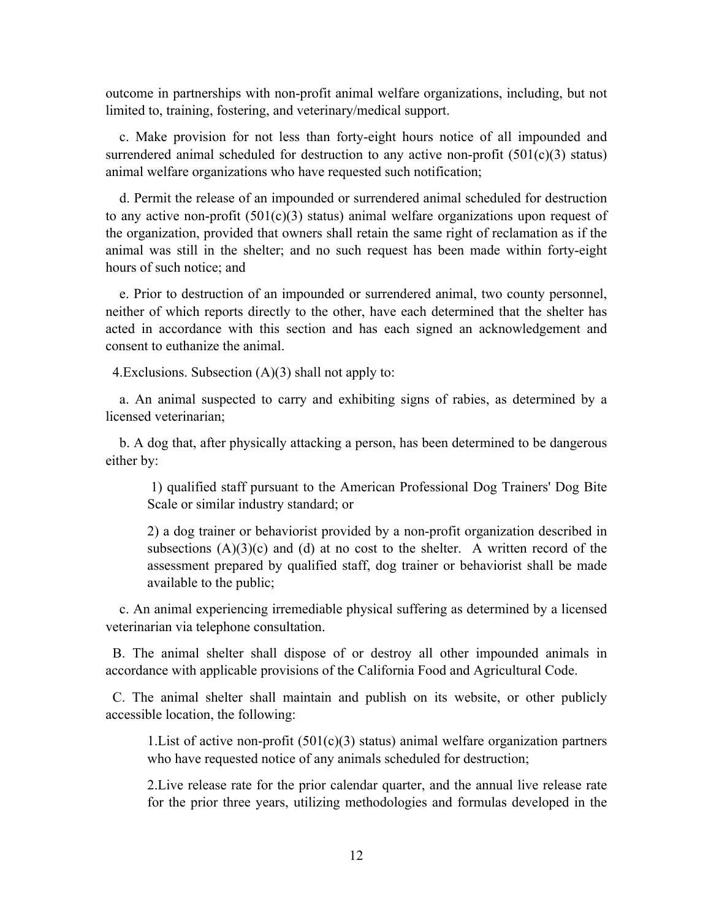outcome in partnerships with non-profit animal welfare organizations, including, but not limited to, training, fostering, and veterinary/medical support.

c. Make provision for not less than forty-eight hours notice of all impounded and surrendered animal scheduled for destruction to any active non-profit (501(c)(3) status) animal welfare organizations who have requested such notification;

d. Permit the release of an impounded or surrendered animal scheduled for destruction to any active non-profit (501(c)(3) status) animal welfare organizations upon request of the organization, provided that owners shall retain the same right of reclamation as if the animal was still in the shelter; and no such request has been made within forty-eight hours of such notice; and

e. Prior to destruction of an impounded or surrendered animal, two county personnel, neither of which reports directly to the other, have each determined that the shelter has acted in accordance with this section and has each signed an acknowledgement and consent to euthanize the animal.

4.Exclusions. Subsection (A)(3) shall not apply to:

a. An animal suspected to carry and exhibiting signs of rabies, as determined by a licensed veterinarian;

b. A dog that, after physically attacking a person, has been determined to be dangerous either by:

1) qualified staff pursuant to the American Professional Dog Trainers' Dog Bite Scale or similar industry standard; or

2) a dog trainer or behaviorist provided by a non-profit organization described in subsections (A)(3)(c) and (d) at no cost to the shelter. A written record of the assessment prepared by qualified staff, dog trainer or behaviorist shall be made available to the public;

c. An animal experiencing irremediable physical suffering as determined by a licensed veterinarian via telephone consultation.

B. The animal shelter shall dispose of or destroy all other impounded animals in accordance with applicable provisions of the California Food and Agricultural Code.

C. The animal shelter shall maintain and publish on its website, or other publicly accessible location, the following:

1.List of active non-profit (501(c)(3) status) animal welfare organization partners who have requested notice of any animals scheduled for destruction;

2.Live release rate for the prior calendar quarter, and the annual live release rate for the prior three years, utilizing methodologies and formulas developed in the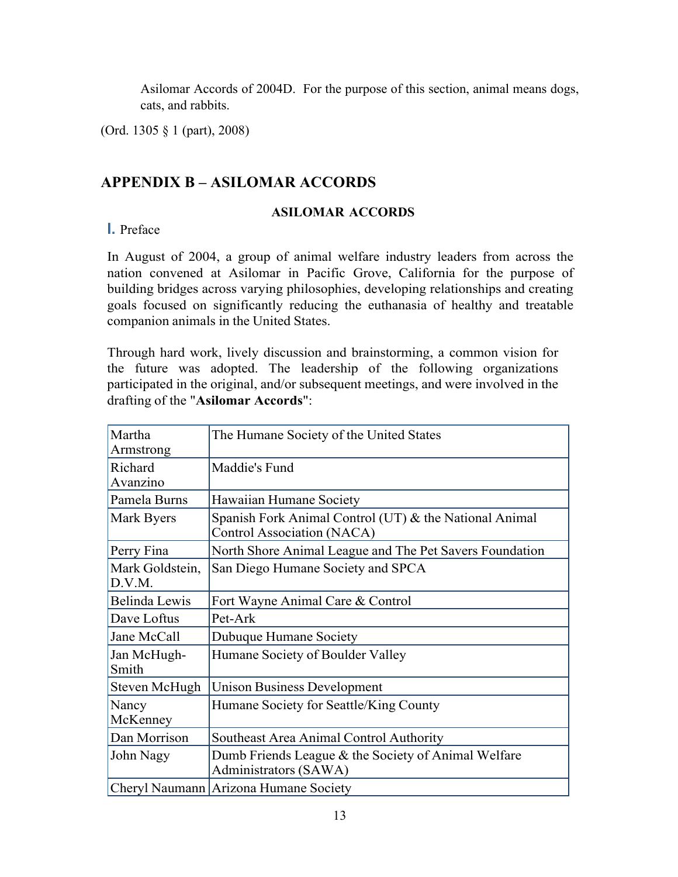Asilomar Accords of 2004D. For the purpose of this section, animal means dogs, cats, and rabbits.

(Ord. 1305 § 1 (part), 2008)

## APPENDIX B – ASILOMAR ACCORDS

### ASILOMAR ACCORDS

**I.** Preface

In August of 2004, a group of animal welfare industry leaders from across the nation convened at Asilomar in Pacific Grove, California for the purpose of building bridges across varying philosophies, developing relationships and creating goals focused on significantly reducing the euthanasia of healthy and treatable companion animals in the United States.

Through hard work, lively discussion and brainstorming, a common vision for the future was adopted. The leadership of the following organizations participated in the original, and/or subsequent meetings, and were involved in the drafting of the "**Asilomar Accords**":

| Name | Organization |
|---|---|
| Martha Armstrong | The Humane Society of the United States |
| Richard Avanzino | Maddie's Fund |
| Pamela Burns | Hawaiian Humane Society |
| Mark Byers | Spanish Fork Animal Control (UT) & the National Animal Control Association (NACA) |
| Perry Fina | North Shore Animal League and The Pet Savers Foundation |
| Mark Goldstein, D.V.M. | San Diego Humane Society and SPCA |
| Belinda Lewis | Fort Wayne Animal Care & Control |
| Dave Loftus | Pet-Ark |
| Jane McCall | Dubuque Humane Society |
| Jan McHugh-Smith | Humane Society of Boulder Valley |
| Steven McHugh | Unison Business Development |
| Nancy McKenney | Humane Society for Seattle/King County |
| Dan Morrison | Southeast Area Animal Control Authority |
| John Nagy | Dumb Friends League & the Society of Animal Welfare Administrators (SAWA) |
| Cheryl Naumann | Arizona Humane Society |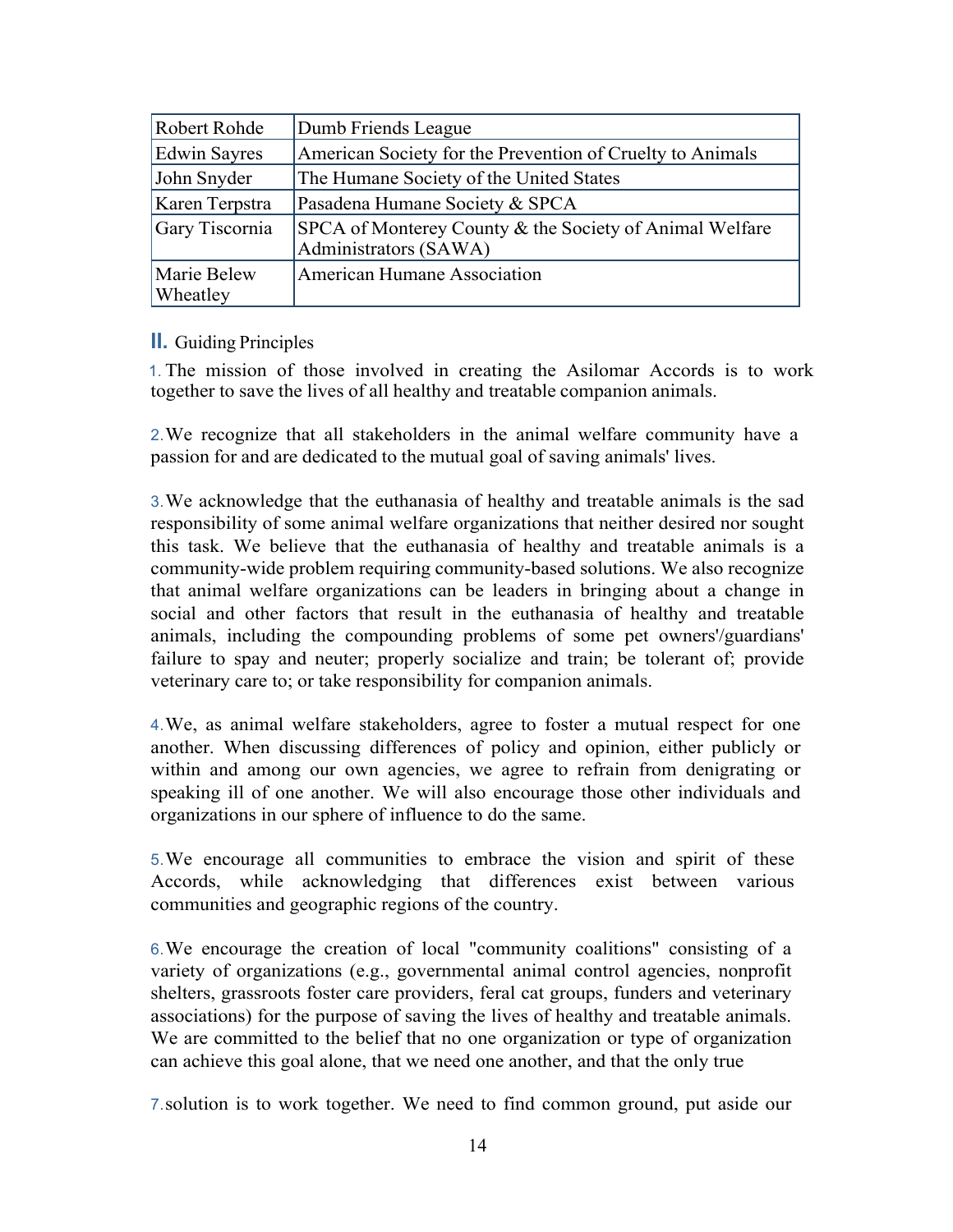| | |
|---|---|
| Robert Rohde | Dumb Friends League |
| Edwin Sayres | American Society for the Prevention of Cruelty to Animals |
| John Snyder | The Humane Society of the United States |
| Karen Terpstra | Pasadena Humane Society & SPCA |
| Gary Tiscornia | SPCA of Monterey County & the Society of Animal Welfare Administrators (SAWA) |
| Marie Belew Wheatley | American Humane Association |

## II. Guiding Principles

1. The mission of those involved in creating the Asilomar Accords is to work together to save the lives of all healthy and treatable companion animals.

2. We recognize that all stakeholders in the animal welfare community have a passion for and are dedicated to the mutual goal of saving animals' lives.

3. We acknowledge that the euthanasia of healthy and treatable animals is the sad responsibility of some animal welfare organizations that neither desired nor sought this task. We believe that the euthanasia of healthy and treatable animals is a community-wide problem requiring community-based solutions. We also recognize that animal welfare organizations can be leaders in bringing about a change in social and other factors that result in the euthanasia of healthy and treatable animals, including the compounding problems of some pet owners'/guardians' failure to spay and neuter; properly socialize and train; be tolerant of; provide veterinary care to; or take responsibility for companion animals.

4. We, as animal welfare stakeholders, agree to foster a mutual respect for one another. When discussing differences of policy and opinion, either publicly or within and among our own agencies, we agree to refrain from denigrating or speaking ill of one another. We will also encourage those other individuals and organizations in our sphere of influence to do the same.

5. We encourage all communities to embrace the vision and spirit of these Accords, while acknowledging that differences exist between various communities and geographic regions of the country.

6. We encourage the creation of local "community coalitions" consisting of a variety of organizations (e.g., governmental animal control agencies, nonprofit shelters, grassroots foster care providers, feral cat groups, funders and veterinary associations) for the purpose of saving the lives of healthy and treatable animals. We are committed to the belief that no one organization or type of organization can achieve this goal alone, that we need one another, and that the only true

7. solution is to work together. We need to find common ground, put aside our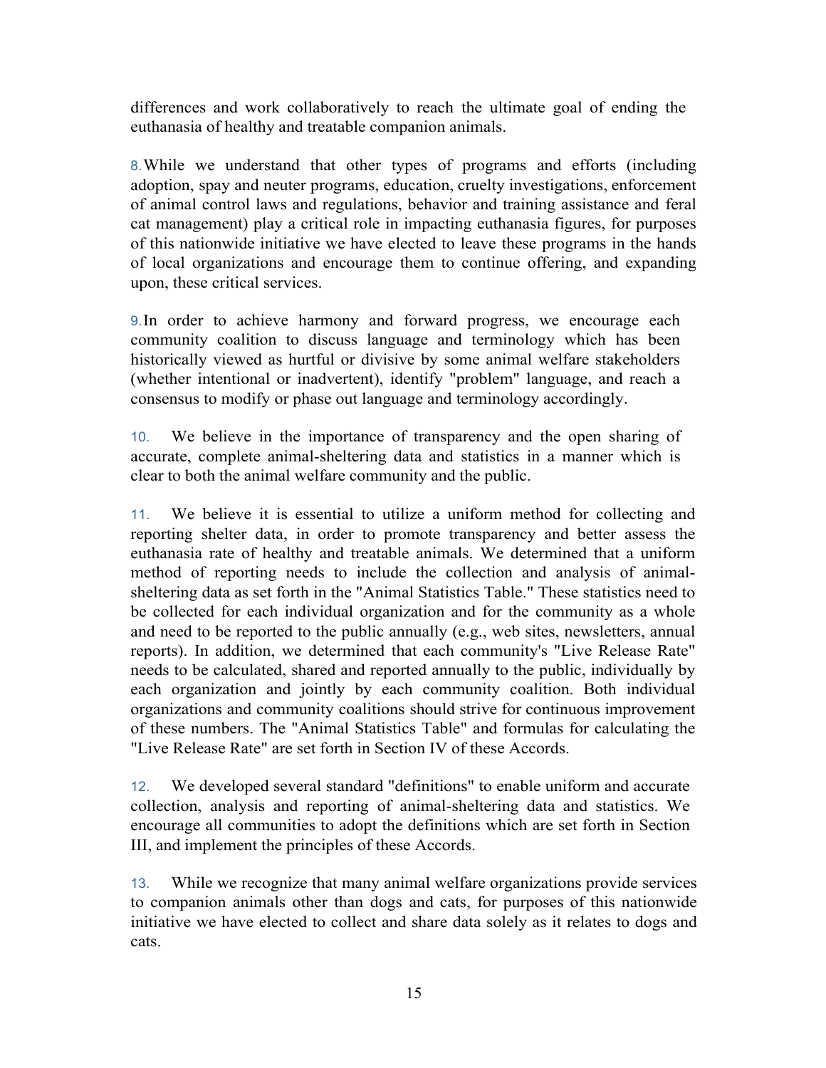differences and work collaboratively to reach the ultimate goal of ending the euthanasia of healthy and treatable companion animals.

8. While we understand that other types of programs and efforts (including adoption, spay and neuter programs, education, cruelty investigations, enforcement of animal control laws and regulations, behavior and training assistance and feral cat management) play a critical role in impacting euthanasia figures, for purposes of this nationwide initiative we have elected to leave these programs in the hands of local organizations and encourage them to continue offering, and expanding upon, these critical services.

9. In order to achieve harmony and forward progress, we encourage each community coalition to discuss language and terminology which has been historically viewed as hurtful or divisive by some animal welfare stakeholders (whether intentional or inadvertent), identify "problem" language, and reach a consensus to modify or phase out language and terminology accordingly.

10. We believe in the importance of transparency and the open sharing of accurate, complete animal-sheltering data and statistics in a manner which is clear to both the animal welfare community and the public.

11. We believe it is essential to utilize a uniform method for collecting and reporting shelter data, in order to promote transparency and better assess the euthanasia rate of healthy and treatable animals. We determined that a uniform method of reporting needs to include the collection and analysis of animal-sheltering data as set forth in the "Animal Statistics Table." These statistics need to be collected for each individual organization and for the community as a whole and need to be reported to the public annually (e.g., web sites, newsletters, annual reports). In addition, we determined that each community's "Live Release Rate" needs to be calculated, shared and reported annually to the public, individually by each organization and jointly by each community coalition. Both individual organizations and community coalitions should strive for continuous improvement of these numbers. The "Animal Statistics Table" and formulas for calculating the "Live Release Rate" are set forth in Section IV of these Accords.

12. We developed several standard "definitions" to enable uniform and accurate collection, analysis and reporting of animal-sheltering data and statistics. We encourage all communities to adopt the definitions which are set forth in Section III, and implement the principles of these Accords.

13. While we recognize that many animal welfare organizations provide services to companion animals other than dogs and cats, for purposes of this nationwide initiative we have elected to collect and share data solely as it relates to dogs and cats.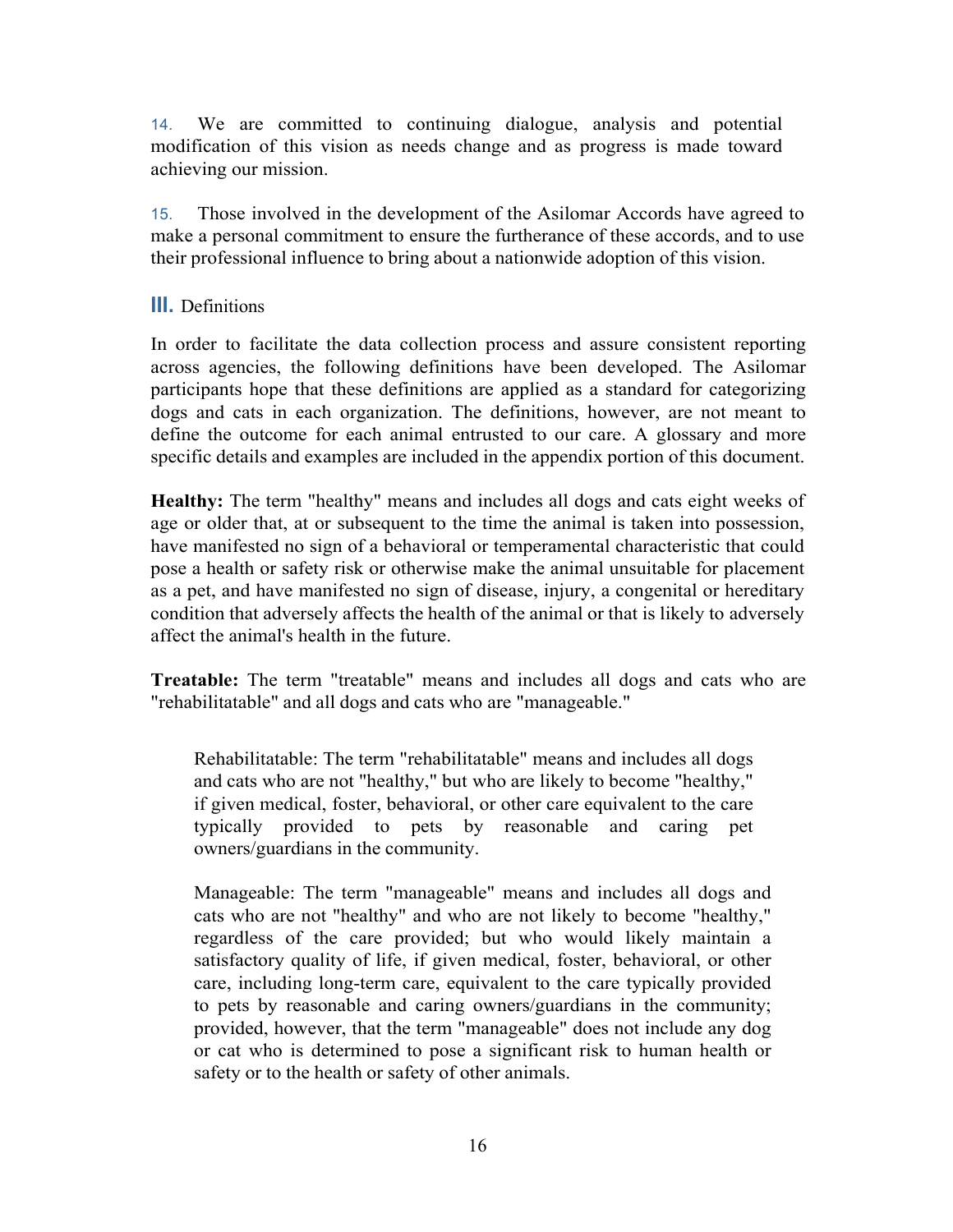14. We are committed to continuing dialogue, analysis and potential modification of this vision as needs change and as progress is made toward achieving our mission.

15. Those involved in the development of the Asilomar Accords have agreed to make a personal commitment to ensure the furtherance of these accords, and to use their professional influence to bring about a nationwide adoption of this vision.

## III. Definitions

In order to facilitate the data collection process and assure consistent reporting across agencies, the following definitions have been developed. The Asilomar participants hope that these definitions are applied as a standard for categorizing dogs and cats in each organization. The definitions, however, are not meant to define the outcome for each animal entrusted to our care. A glossary and more specific details and examples are included in the appendix portion of this document.

**Healthy:** The term "healthy" means and includes all dogs and cats eight weeks of age or older that, at or subsequent to the time the animal is taken into possession, have manifested no sign of a behavioral or temperamental characteristic that could pose a health or safety risk or otherwise make the animal unsuitable for placement as a pet, and have manifested no sign of disease, injury, a congenital or hereditary condition that adversely affects the health of the animal or that is likely to adversely affect the animal's health in the future.

**Treatable:** The term "treatable" means and includes all dogs and cats who are "rehabilitatable" and all dogs and cats who are "manageable."

> Rehabilitatable: The term "rehabilitatable" means and includes all dogs and cats who are not "healthy," but who are likely to become "healthy," if given medical, foster, behavioral, or other care equivalent to the care typically provided to pets by reasonable and caring pet owners/guardians in the community.
>
> Manageable: The term "manageable" means and includes all dogs and cats who are not "healthy" and who are not likely to become "healthy," regardless of the care provided; but who would likely maintain a satisfactory quality of life, if given medical, foster, behavioral, or other care, including long-term care, equivalent to the care typically provided to pets by reasonable and caring owners/guardians in the community; provided, however, that the term "manageable" does not include any dog or cat who is determined to pose a significant risk to human health or safety or to the health or safety of other animals.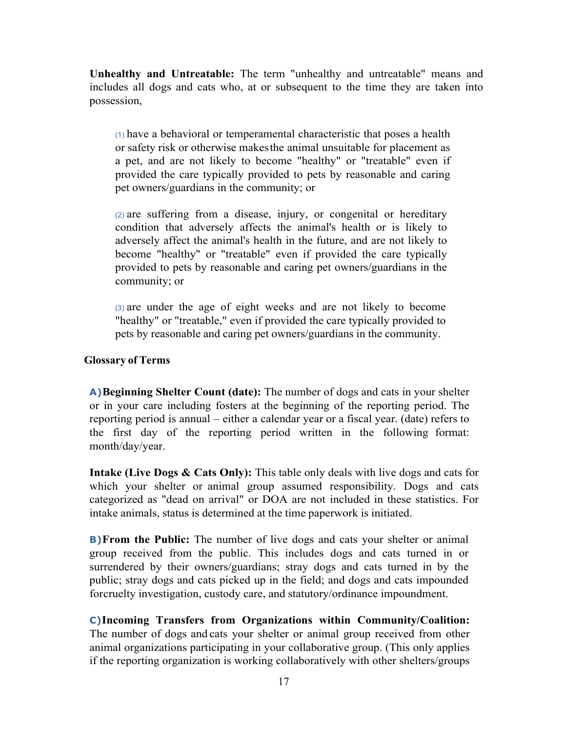**Unhealthy and Untreatable:** The term "unhealthy and untreatable" means and includes all dogs and cats who, at or subsequent to the time they are taken into possession,

(1) have a behavioral or temperamental characteristic that poses a health or safety risk or otherwise makes the animal unsuitable for placement as a pet, and are not likely to become "healthy" or "treatable" even if provided the care typically provided to pets by reasonable and caring pet owners/guardians in the community; or

(2) are suffering from a disease, injury, or congenital or hereditary condition that adversely affects the animal's health or is likely to adversely affect the animal's health in the future, and are not likely to become "healthy" or "treatable" even if provided the care typically provided to pets by reasonable and caring pet owners/guardians in the community; or

(3) are under the age of eight weeks and are not likely to become "healthy" or "treatable," even if provided the care typically provided to pets by reasonable and caring pet owners/guardians in the community.

**Glossary of Terms**

**A) Beginning Shelter Count (date):** The number of dogs and cats in your shelter or in your care including fosters at the beginning of the reporting period. The reporting period is annual – either a calendar year or a fiscal year. (date) refers to the first day of the reporting period written in the following format: month/day/year.

**Intake (Live Dogs & Cats Only):** This table only deals with live dogs and cats for which your shelter or animal group assumed responsibility. Dogs and cats categorized as "dead on arrival" or DOA are not included in these statistics. For intake animals, status is determined at the time paperwork is initiated.

**B) From the Public:** The number of live dogs and cats your shelter or animal group received from the public. This includes dogs and cats turned in or surrendered by their owners/guardians; stray dogs and cats turned in by the public; stray dogs and cats picked up in the field; and dogs and cats impounded forcruelty investigation, custody care, and statutory/ordinance impoundment.

**C) Incoming Transfers from Organizations within Community/Coalition:** The number of dogs and cats your shelter or animal group received from other animal organizations participating in your collaborative group. (This only applies if the reporting organization is working collaboratively with other shelters/groups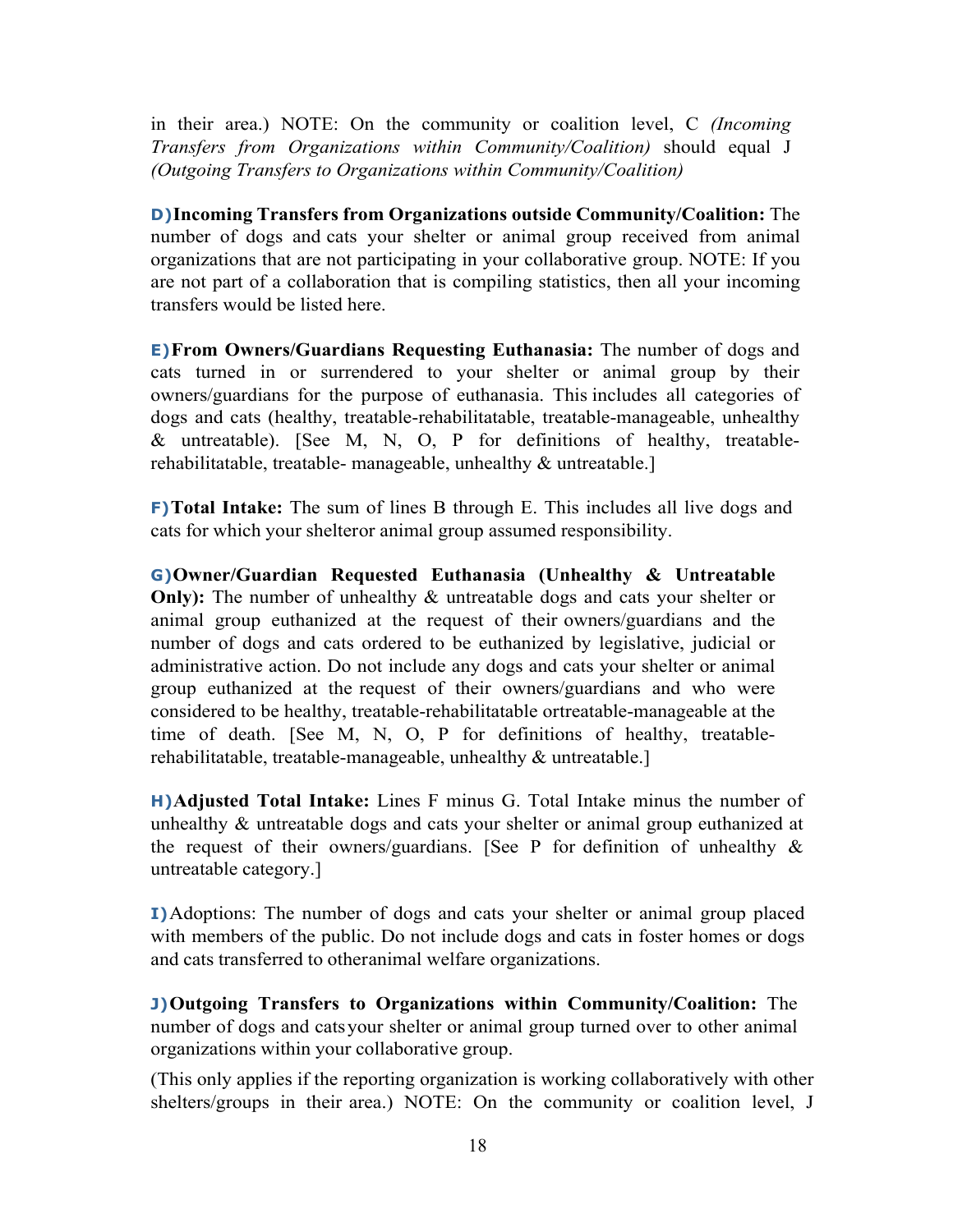in their area.) NOTE: On the community or coalition level, C *(Incoming Transfers from Organizations within Community/Coalition)* should equal J *(Outgoing Transfers to Organizations within Community/Coalition)*

**D) Incoming Transfers from Organizations outside Community/Coalition:** The number of dogs and cats your shelter or animal group received from animal organizations that are not participating in your collaborative group. NOTE: If you are not part of a collaboration that is compiling statistics, then all your incoming transfers would be listed here.

**E) From Owners/Guardians Requesting Euthanasia:** The number of dogs and cats turned in or surrendered to your shelter or animal group by their owners/guardians for the purpose of euthanasia. This includes all categories of dogs and cats (healthy, treatable-rehabilitatable, treatable-manageable, unhealthy & untreatable). [See M, N, O, P for definitions of healthy, treatable-rehabilitatable, treatable- manageable, unhealthy & untreatable.]

**F) Total Intake:** The sum of lines B through E. This includes all live dogs and cats for which your shelteror animal group assumed responsibility.

**G) Owner/Guardian Requested Euthanasia (Unhealthy & Untreatable Only):** The number of unhealthy & untreatable dogs and cats your shelter or animal group euthanized at the request of their owners/guardians and the number of dogs and cats ordered to be euthanized by legislative, judicial or administrative action. Do not include any dogs and cats your shelter or animal group euthanized at the request of their owners/guardians and who were considered to be healthy, treatable-rehabilitatable ortreatable-manageable at the time of death. [See M, N, O, P for definitions of healthy, treatable-rehabilitatable, treatable-manageable, unhealthy & untreatable.]

**H) Adjusted Total Intake:** Lines F minus G. Total Intake minus the number of unhealthy & untreatable dogs and cats your shelter or animal group euthanized at the request of their owners/guardians. [See P for definition of unhealthy & untreatable category.]

**I)** Adoptions: The number of dogs and cats your shelter or animal group placed with members of the public. Do not include dogs and cats in foster homes or dogs and cats transferred to otheranimal welfare organizations.

**J) Outgoing Transfers to Organizations within Community/Coalition:** The number of dogs and catsyour shelter or animal group turned over to other animal organizations within your collaborative group.

(This only applies if the reporting organization is working collaboratively with other shelters/groups in their area.) NOTE: On the community or coalition level, J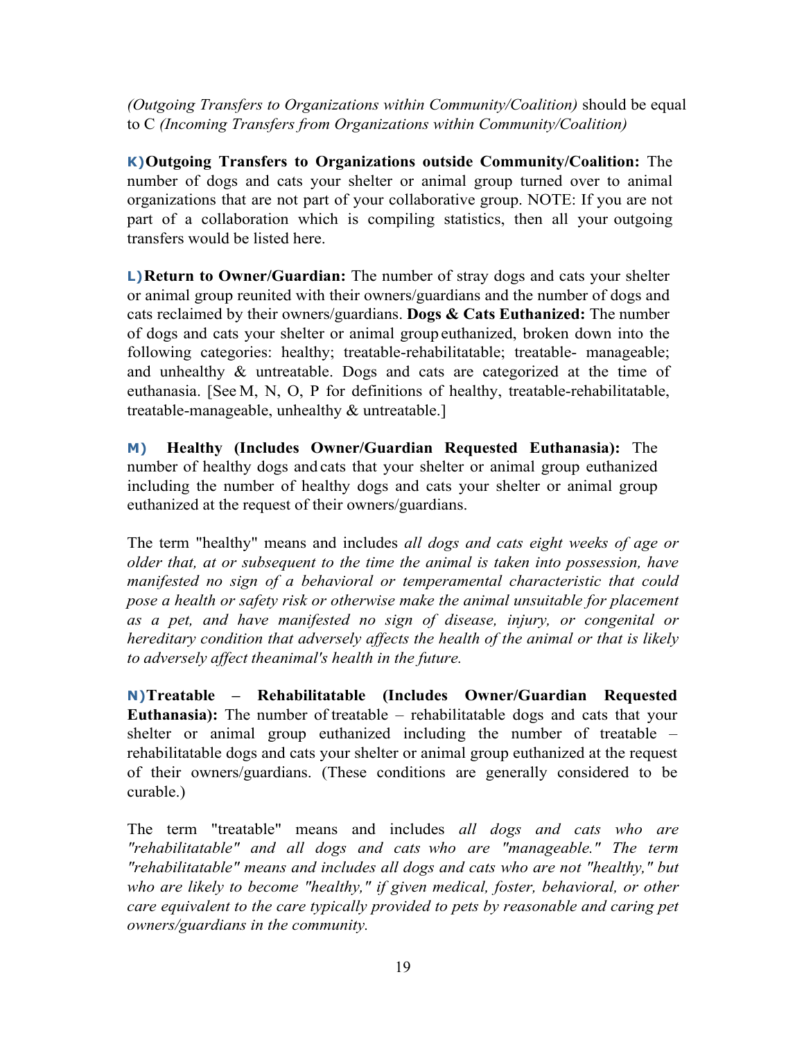*(Outgoing Transfers to Organizations within Community/Coalition)* should be equal to C *(Incoming Transfers from Organizations within Community/Coalition)*

**K) Outgoing Transfers to Organizations outside Community/Coalition:** The number of dogs and cats your shelter or animal group turned over to animal organizations that are not part of your collaborative group. NOTE: If you are not part of a collaboration which is compiling statistics, then all your outgoing transfers would be listed here.

**L) Return to Owner/Guardian:** The number of stray dogs and cats your shelter or animal group reunited with their owners/guardians and the number of dogs and cats reclaimed by their owners/guardians. **Dogs & Cats Euthanized:** The number of dogs and cats your shelter or animal group euthanized, broken down into the following categories: healthy; treatable-rehabilitatable; treatable- manageable; and unhealthy & untreatable. Dogs and cats are categorized at the time of euthanasia. [See M, N, O, P for definitions of healthy, treatable-rehabilitatable, treatable-manageable, unhealthy & untreatable.]

**M) Healthy (Includes Owner/Guardian Requested Euthanasia):** The number of healthy dogs and cats that your shelter or animal group euthanized including the number of healthy dogs and cats your shelter or animal group euthanized at the request of their owners/guardians.

The term "healthy" means and includes *all dogs and cats eight weeks of age or older that, at or subsequent to the time the animal is taken into possession, have manifested no sign of a behavioral or temperamental characteristic that could pose a health or safety risk or otherwise make the animal unsuitable for placement as a pet, and have manifested no sign of disease, injury, or congenital or hereditary condition that adversely affects the health of the animal or that is likely to adversely affect theanimal's health in the future.*

**N) Treatable – Rehabilitatable (Includes Owner/Guardian Requested Euthanasia):** The number of treatable – rehabilitatable dogs and cats that your shelter or animal group euthanized including the number of treatable – rehabilitatable dogs and cats your shelter or animal group euthanized at the request of their owners/guardians. (These conditions are generally considered to be curable.)

The term "treatable" means and includes *all dogs and cats who are "rehabilitatable" and all dogs and cats who are "manageable." The term "rehabilitatable" means and includes all dogs and cats who are not "healthy," but who are likely to become "healthy," if given medical, foster, behavioral, or other care equivalent to the care typically provided to pets by reasonable and caring pet owners/guardians in the community.*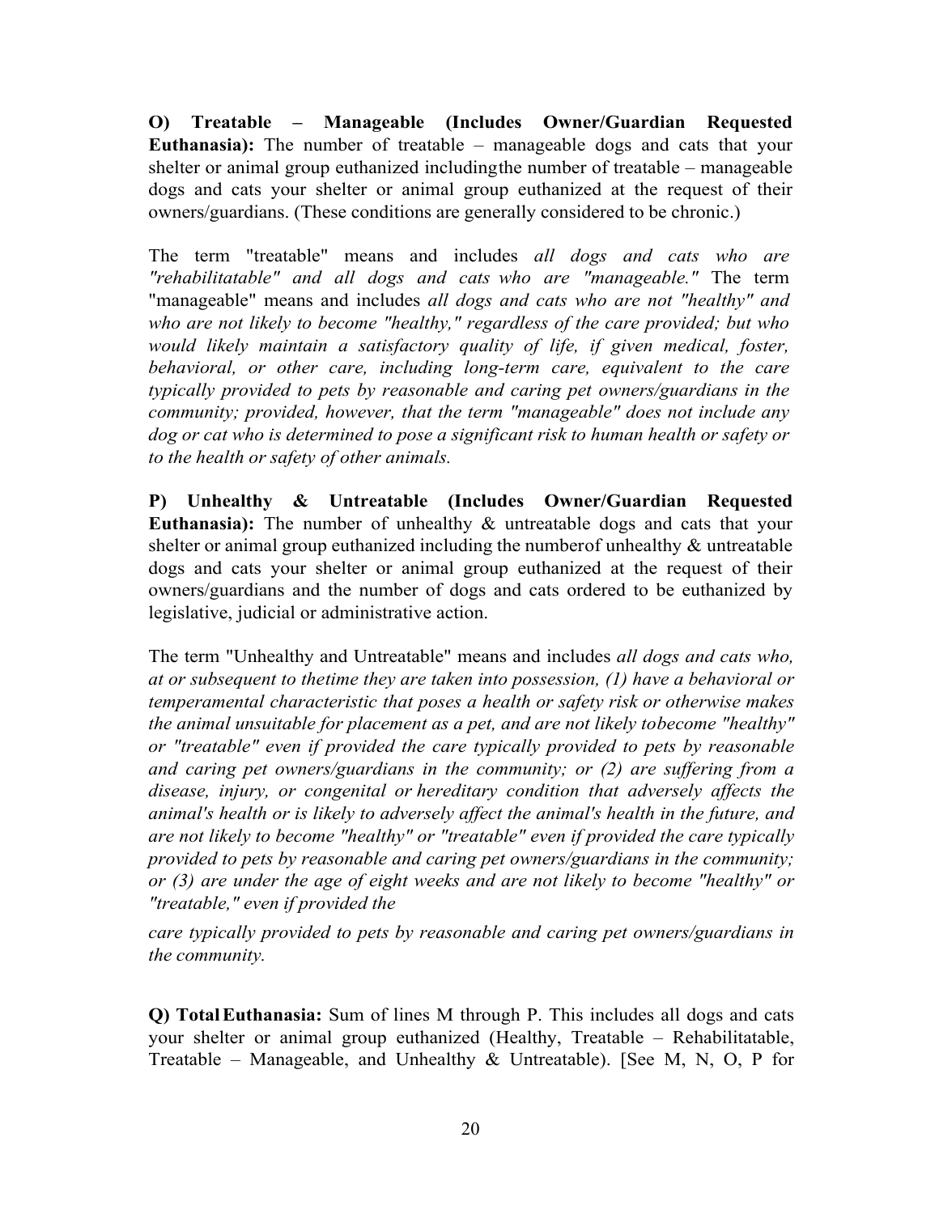**O) Treatable – Manageable (Includes Owner/Guardian Requested Euthanasia):** The number of treatable – manageable dogs and cats that your shelter or animal group euthanized including the number of treatable – manageable dogs and cats your shelter or animal group euthanized at the request of their owners/guardians. (These conditions are generally considered to be chronic.)

The term "treatable" means and includes *all dogs and cats who are "rehabilitatable" and all dogs and cats who are "manageable."* The term "manageable" means and includes *all dogs and cats who are not "healthy" and who are not likely to become "healthy," regardless of the care provided; but who would likely maintain a satisfactory quality of life, if given medical, foster, behavioral, or other care, including long-term care, equivalent to the care typically provided to pets by reasonable and caring pet owners/guardians in the community; provided, however, that the term "manageable" does not include any dog or cat who is determined to pose a significant risk to human health or safety or to the health or safety of other animals.*

**P) Unhealthy & Untreatable (Includes Owner/Guardian Requested Euthanasia):** The number of unhealthy & untreatable dogs and cats that your shelter or animal group euthanized including the number of unhealthy & untreatable dogs and cats your shelter or animal group euthanized at the request of their owners/guardians and the number of dogs and cats ordered to be euthanized by legislative, judicial or administrative action.

The term "Unhealthy and Untreatable" means and includes *all dogs and cats who, at or subsequent to the time they are taken into possession, (1) have a behavioral or temperamental characteristic that poses a health or safety risk or otherwise makes the animal unsuitable for placement as a pet, and are not likely to become "healthy" or "treatable" even if provided the care typically provided to pets by reasonable and caring pet owners/guardians in the community; or (2) are suffering from a disease, injury, or congenital or hereditary condition that adversely affects the animal's health or is likely to adversely affect the animal's health in the future, and are not likely to become "healthy" or "treatable" even if provided the care typically provided to pets by reasonable and caring pet owners/guardians in the community; or (3) are under the age of eight weeks and are not likely to become "healthy" or "treatable," even if provided the care typically provided to pets by reasonable and caring pet owners/guardians in the community.*

**Q) Total Euthanasia:** Sum of lines M through P. This includes all dogs and cats your shelter or animal group euthanized (Healthy, Treatable – Rehabilitatable, Treatable – Manageable, and Unhealthy & Untreatable). [See M, N, O, P for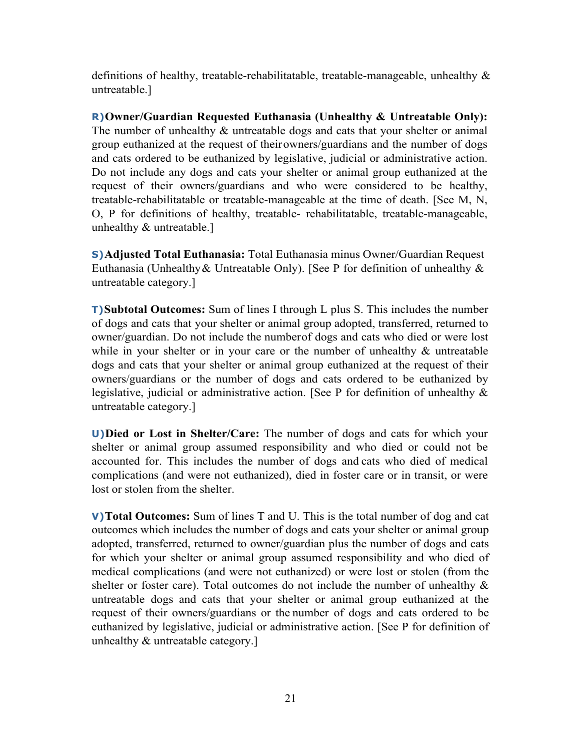definitions of healthy, treatable-rehabilitatable, treatable-manageable, unhealthy & untreatable.]

**R) Owner/Guardian Requested Euthanasia (Unhealthy & Untreatable Only):** The number of unhealthy & untreatable dogs and cats that your shelter or animal group euthanized at the request of their owners/guardians and the number of dogs and cats ordered to be euthanized by legislative, judicial or administrative action. Do not include any dogs and cats your shelter or animal group euthanized at the request of their owners/guardians and who were considered to be healthy, treatable-rehabilitatable or treatable-manageable at the time of death. [See M, N, O, P for definitions of healthy, treatable- rehabilitatable, treatable-manageable, unhealthy & untreatable.]

**S) Adjusted Total Euthanasia:** Total Euthanasia minus Owner/Guardian Request Euthanasia (Unhealthy & Untreatable Only). [See P for definition of unhealthy & untreatable category.]

**T) Subtotal Outcomes:** Sum of lines I through L plus S. This includes the number of dogs and cats that your shelter or animal group adopted, transferred, returned to owner/guardian. Do not include the number of dogs and cats who died or were lost while in your shelter or in your care or the number of unhealthy & untreatable dogs and cats that your shelter or animal group euthanized at the request of their owners/guardians or the number of dogs and cats ordered to be euthanized by legislative, judicial or administrative action. [See P for definition of unhealthy & untreatable category.]

**U) Died or Lost in Shelter/Care:** The number of dogs and cats for which your shelter or animal group assumed responsibility and who died or could not be accounted for. This includes the number of dogs and cats who died of medical complications (and were not euthanized), died in foster care or in transit, or were lost or stolen from the shelter.

**V) Total Outcomes:** Sum of lines T and U. This is the total number of dog and cat outcomes which includes the number of dogs and cats your shelter or animal group adopted, transferred, returned to owner/guardian plus the number of dogs and cats for which your shelter or animal group assumed responsibility and who died of medical complications (and were not euthanized) or were lost or stolen (from the shelter or foster care). Total outcomes do not include the number of unhealthy & untreatable dogs and cats that your shelter or animal group euthanized at the request of their owners/guardians or the number of dogs and cats ordered to be euthanized by legislative, judicial or administrative action. [See P for definition of unhealthy & untreatable category.]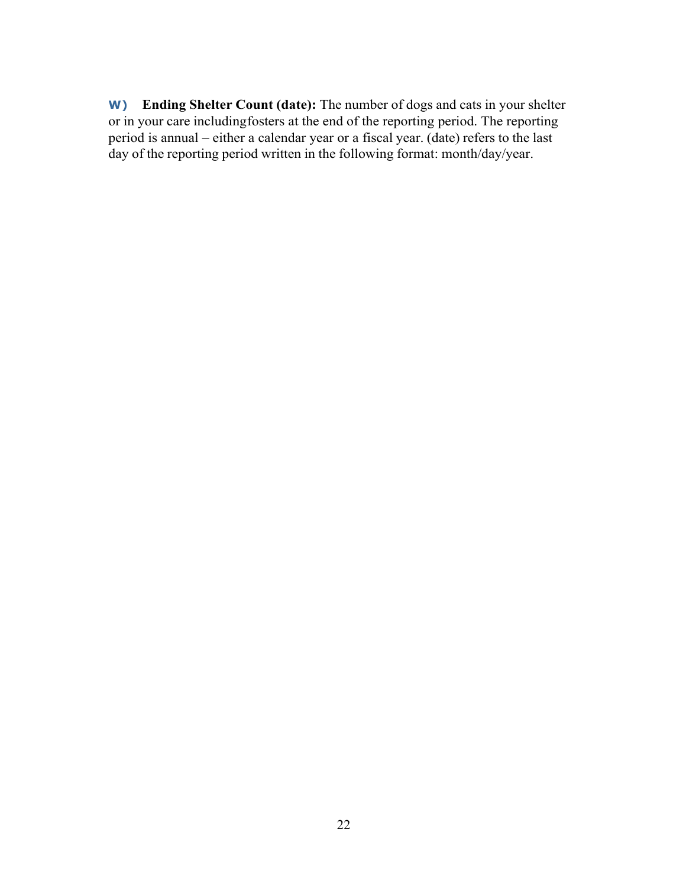W) **Ending Shelter Count (date):** The number of dogs and cats in your shelter or in your care including fosters at the end of the reporting period. The reporting period is annual – either a calendar year or a fiscal year. (date) refers to the last day of the reporting period written in the following format: month/day/year.